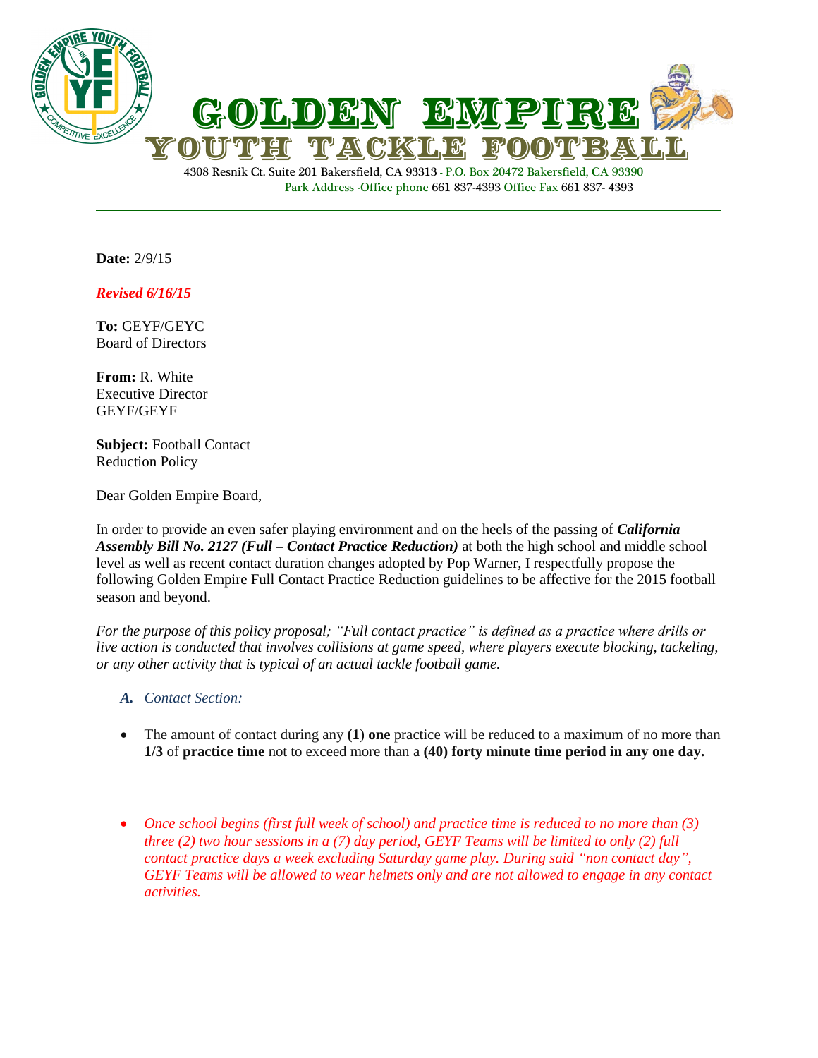# GOLDEN EMPIRE
## YOUTH TACKLE FOOTBALL

4308 Resnik Ct. Suite 201 Bakersfield, CA 93313 - P.O. Box 20472 Bakersfield, CA 93390
Park Address -Office phone 661 837-4393 Office Fax 661 837- 4393

---

**Date:** 2/9/15

***Revised 6/16/15***

**To:** GEYF/GEYC
Board of Directors

**From:** R. White
Executive Director
GEYF/GEYF

**Subject:** Football Contact
Reduction Policy

Dear Golden Empire Board,

In order to provide an even safer playing environment and on the heels of the passing of ***California Assembly Bill No. 2127 (Full – Contact Practice Reduction)*** at both the high school and middle school level as well as recent contact duration changes adopted by Pop Warner, I respectfully propose the following Golden Empire Full Contact Practice Reduction guidelines to be affective for the 2015 football season and beyond.

*For the purpose of this policy proposal; "Full contact practice" is defined as a practice where drills or live action is conducted that involves collisions at game speed, where players execute blocking, tackeling, or any other activity that is typical of an actual tackle football game.*

***A.*** *Contact Section:*

- The amount of contact during any **(1**) **one** practice will be reduced to a maximum of no more than **1/3** of **practice time** not to exceed more than a **(40) forty minute time period in any one day.**

- *Once school begins (first full week of school) and practice time is reduced to no more than (3) three (2) two hour sessions in a (7) day period, GEYF Teams will be limited to only (2) full contact practice days a week excluding Saturday game play. During said "non contact day", GEYF Teams will be allowed to wear helmets only and are not allowed to engage in any contact activities.*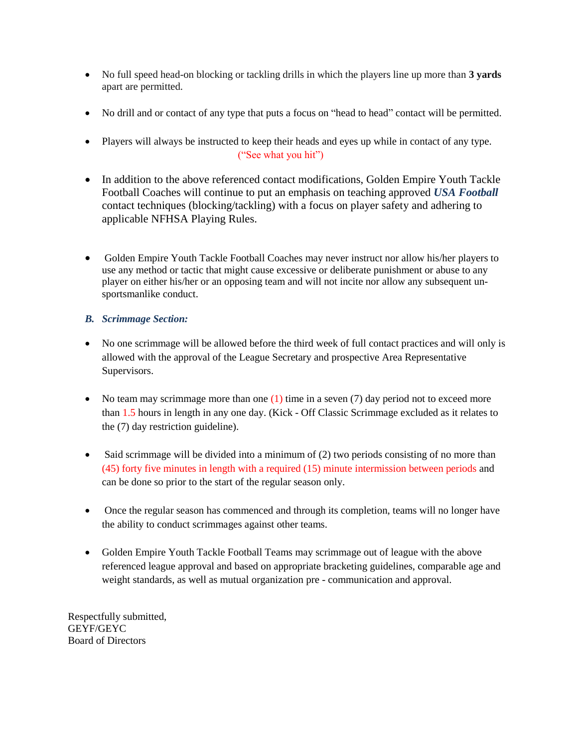- No full speed head-on blocking or tackling drills in which the players line up more than **3 yards** apart are permitted.

- No drill and or contact of any type that puts a focus on "head to head" contact will be permitted.

- Players will always be instructed to keep their heads and eyes up while in contact of any type. ("See what you hit")

- In addition to the above referenced contact modifications, Golden Empire Youth Tackle Football Coaches will continue to put an emphasis on teaching approved ***USA Football*** contact techniques (blocking/tackling) with a focus on player safety and adhering to applicable NFHSA Playing Rules.

- Golden Empire Youth Tackle Football Coaches may never instruct nor allow his/her players to use any method or tactic that might cause excessive or deliberate punishment or abuse to any player on either his/her or an opposing team and will not incite nor allow any subsequent un-sportsmanlike conduct.

***B. Scrimmage Section:***

- No one scrimmage will be allowed before the third week of full contact practices and will only is allowed with the approval of the League Secretary and prospective Area Representative Supervisors.

- No team may scrimmage more than one (1) time in a seven (7) day period not to exceed more than 1.5 hours in length in any one day. (Kick - Off Classic Scrimmage excluded as it relates to the (7) day restriction guideline).

- Said scrimmage will be divided into a minimum of (2) two periods consisting of no more than (45) forty five minutes in length with a required (15) minute intermission between periods and can be done so prior to the start of the regular season only.

- Once the regular season has commenced and through its completion, teams will no longer have the ability to conduct scrimmages against other teams.

- Golden Empire Youth Tackle Football Teams may scrimmage out of league with the above referenced league approval and based on appropriate bracketing guidelines, comparable age and weight standards, as well as mutual organization pre - communication and approval.

Respectfully submitted,
GEYF/GEYC
Board of Directors